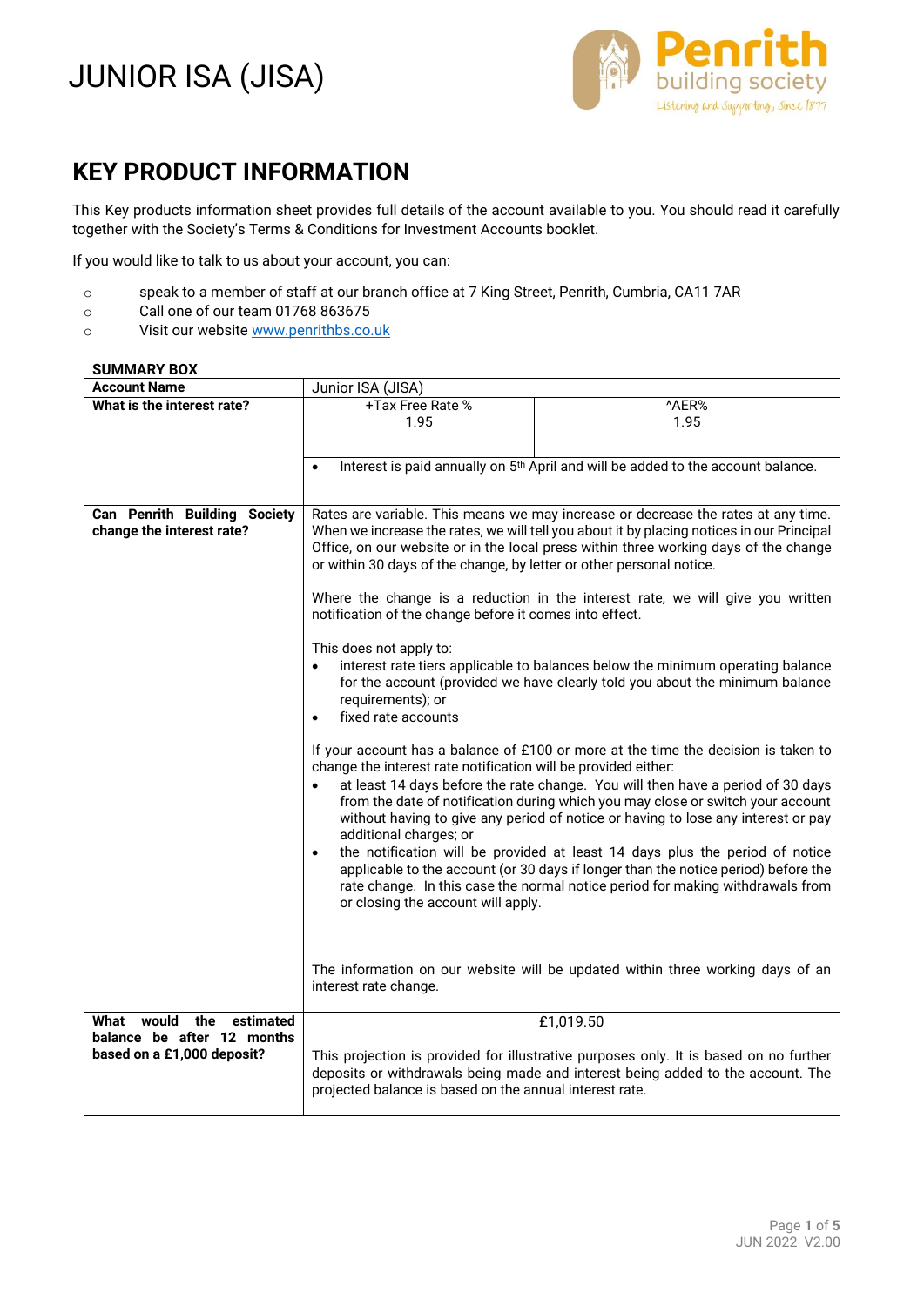# JUNIOR ISA (JISA)

Penrith building society
Listening and Supporting, Since 1877

## KEY PRODUCT INFORMATION

This Key products information sheet provides full details of the account available to you. You should read it carefully together with the Society's Terms & Conditions for Investment Accounts booklet.

If you would like to talk to us about your account, you can:

- speak to a member of staff at our branch office at 7 King Street, Penrith, Cumbria, CA11 7AR
- Call one of our team 01768 863675
- Visit our website www.penrithbs.co.uk

| SUMMARY BOX | | |
|---|---|---|
| **Account Name** | Junior ISA (JISA) | |
| **What is the interest rate?** | +Tax Free Rate %<br>1.95 | ^AER%<br>1.95 |
| | • Interest is paid annually on 5th April and will be added to the account balance. | |
| **Can Penrith Building Society change the interest rate?** | Rates are variable. This means we may increase or decrease the rates at any time. When we increase the rates, we will tell you about it by placing notices in our Principal Office, on our website or in the local press within three working days of the change or within 30 days of the change, by letter or other personal notice.<br><br>Where the change is a reduction in the interest rate, we will give you written notification of the change before it comes into effect.<br><br>This does not apply to:<br>• interest rate tiers applicable to balances below the minimum operating balance for the account (provided we have clearly told you about the minimum balance requirements); or<br>• fixed rate accounts<br><br>If your account has a balance of £100 or more at the time the decision is taken to change the interest rate notification will be provided either:<br>• at least 14 days before the rate change. You will then have a period of 30 days from the date of notification during which you may close or switch your account without having to give any period of notice or having to lose any interest or pay additional charges; or<br>• the notification will be provided at least 14 days plus the period of notice applicable to the account (or 30 days if longer than the notice period) before the rate change. In this case the normal notice period for making withdrawals from or closing the account will apply.<br><br>The information on our website will be updated within three working days of an interest rate change. | |
| **What would the estimated balance be after 12 months based on a £1,000 deposit?** | £1,019.50<br><br>This projection is provided for illustrative purposes only. It is based on no further deposits or withdrawals being made and interest being added to the account. The projected balance is based on the annual interest rate. | |

JUN 2022 V2.00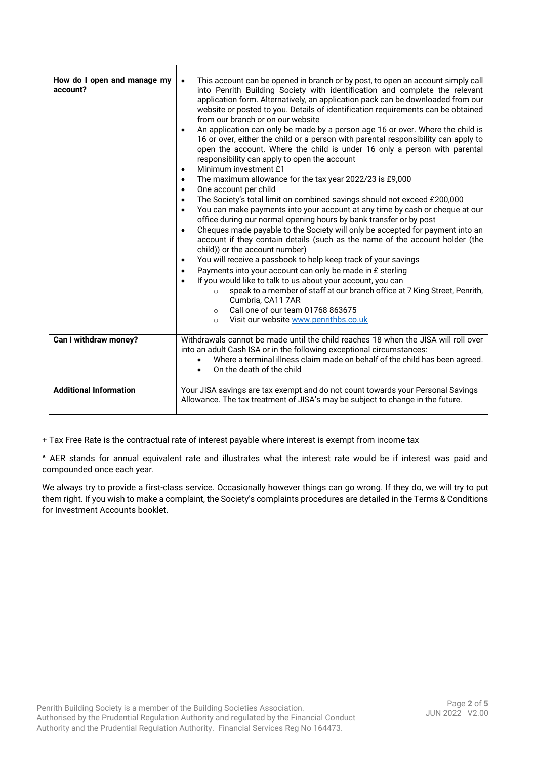| | |
|---|---|
| **How do I open and manage my account?** | • This account can be opened in branch or by post, to open an account simply call into Penrith Building Society with identification and complete the relevant application form. Alternatively, an application pack can be downloaded from our website or posted to you. Details of identification requirements can be obtained from our branch or on our website<br>• An application can only be made by a person age 16 or over. Where the child is 16 or over, either the child or a person with parental responsibility can apply to open the account. Where the child is under 16 only a person with parental responsibility can apply to open the account<br>• Minimum investment £1<br>• The maximum allowance for the tax year 2022/23 is £9,000<br>• One account per child<br>• The Society's total limit on combined savings should not exceed £200,000<br>• You can make payments into your account at any time by cash or cheque at our office during our normal opening hours by bank transfer or by post<br>• Cheques made payable to the Society will only be accepted for payment into an account if they contain details (such as the name of the account holder (the child)) or the account number)<br>• You will receive a passbook to help keep track of your savings<br>• Payments into your account can only be made in £ sterling<br>• If you would like to talk to us about your account, you can<br>  ○ speak to a member of staff at our branch office at 7 King Street, Penrith, Cumbria, CA11 7AR<br>  ○ Call one of our team 01768 863675<br>  ○ Visit our website www.penrithbs.co.uk |
| **Can I withdraw money?** | Withdrawals cannot be made until the child reaches 18 when the JISA will roll over into an adult Cash ISA or in the following exceptional circumstances:<br>• Where a terminal illness claim made on behalf of the child has been agreed.<br>• On the death of the child |
| **Additional Information** | Your JISA savings are tax exempt and do not count towards your Personal Savings Allowance. The tax treatment of JISA's may be subject to change in the future. |

+ Tax Free Rate is the contractual rate of interest payable where interest is exempt from income tax

^ AER stands for annual equivalent rate and illustrates what the interest rate would be if interest was paid and compounded once each year.

We always try to provide a first-class service. Occasionally however things can go wrong. If they do, we will try to put them right. If you wish to make a complaint, the Society's complaints procedures are detailed in the Terms & Conditions for Investment Accounts booklet.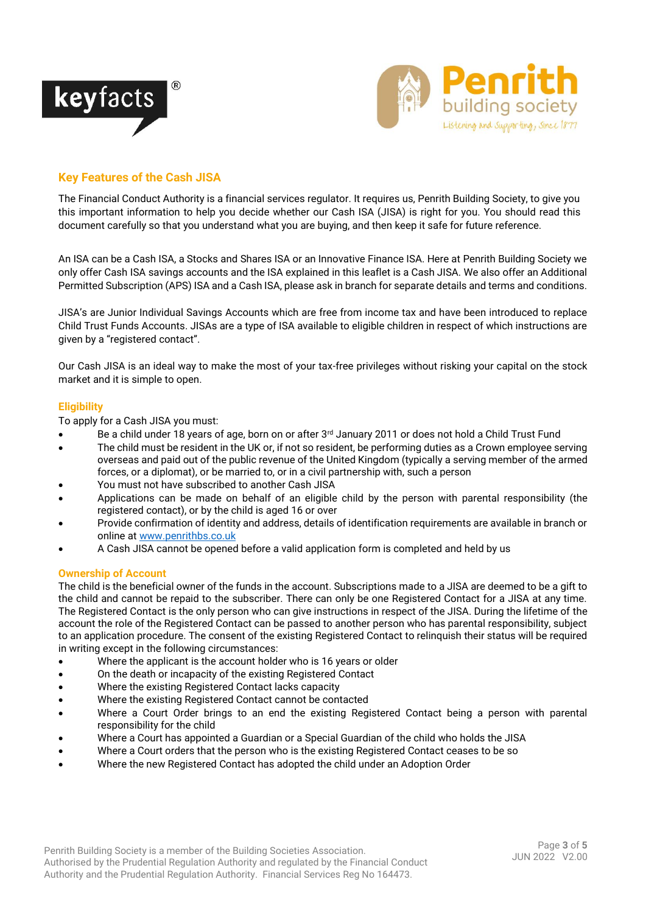## Key Features of the Cash JISA

The Financial Conduct Authority is a financial services regulator. It requires us, Penrith Building Society, to give you this important information to help you decide whether our Cash ISA (JISA) is right for you. You should read this document carefully so that you understand what you are buying, and then keep it safe for future reference.

An ISA can be a Cash ISA, a Stocks and Shares ISA or an Innovative Finance ISA. Here at Penrith Building Society we only offer Cash ISA savings accounts and the ISA explained in this leaflet is a Cash JISA. We also offer an Additional Permitted Subscription (APS) ISA and a Cash ISA, please ask in branch for separate details and terms and conditions.

JISA's are Junior Individual Savings Accounts which are free from income tax and have been introduced to replace Child Trust Funds Accounts. JISAs are a type of ISA available to eligible children in respect of which instructions are given by a "registered contact".

Our Cash JISA is an ideal way to make the most of your tax-free privileges without risking your capital on the stock market and it is simple to open.

### Eligibility

To apply for a Cash JISA you must:

- Be a child under 18 years of age, born on or after 3rd January 2011 or does not hold a Child Trust Fund
- The child must be resident in the UK or, if not so resident, be performing duties as a Crown employee serving overseas and paid out of the public revenue of the United Kingdom (typically a serving member of the armed forces, or a diplomat), or be married to, or in a civil partnership with, such a person
- You must not have subscribed to another Cash JISA
- Applications can be made on behalf of an eligible child by the person with parental responsibility (the registered contact), or by the child is aged 16 or over
- Provide confirmation of identity and address, details of identification requirements are available in branch or online at www.penrithbs.co.uk
- A Cash JISA cannot be opened before a valid application form is completed and held by us

### Ownership of Account

The child is the beneficial owner of the funds in the account. Subscriptions made to a JISA are deemed to be a gift to the child and cannot be repaid to the subscriber. There can only be one Registered Contact for a JISA at any time. The Registered Contact is the only person who can give instructions in respect of the JISA. During the lifetime of the account the role of the Registered Contact can be passed to another person who has parental responsibility, subject to an application procedure. The consent of the existing Registered Contact to relinquish their status will be required in writing except in the following circumstances:

- Where the applicant is the account holder who is 16 years or older
- On the death or incapacity of the existing Registered Contact
- Where the existing Registered Contact lacks capacity
- Where the existing Registered Contact cannot be contacted
- Where a Court Order brings to an end the existing Registered Contact being a person with parental responsibility for the child
- Where a Court has appointed a Guardian or a Special Guardian of the child who holds the JISA
- Where a Court orders that the person who is the existing Registered Contact ceases to be so
- Where the new Registered Contact has adopted the child under an Adoption Order

Penrith Building Society is a member of the Building Societies Association.
Authorised by the Prudential Regulation Authority and regulated by the Financial Conduct Authority and the Prudential Regulation Authority. Financial Services Reg No 164473.

JUN 2022 V2.00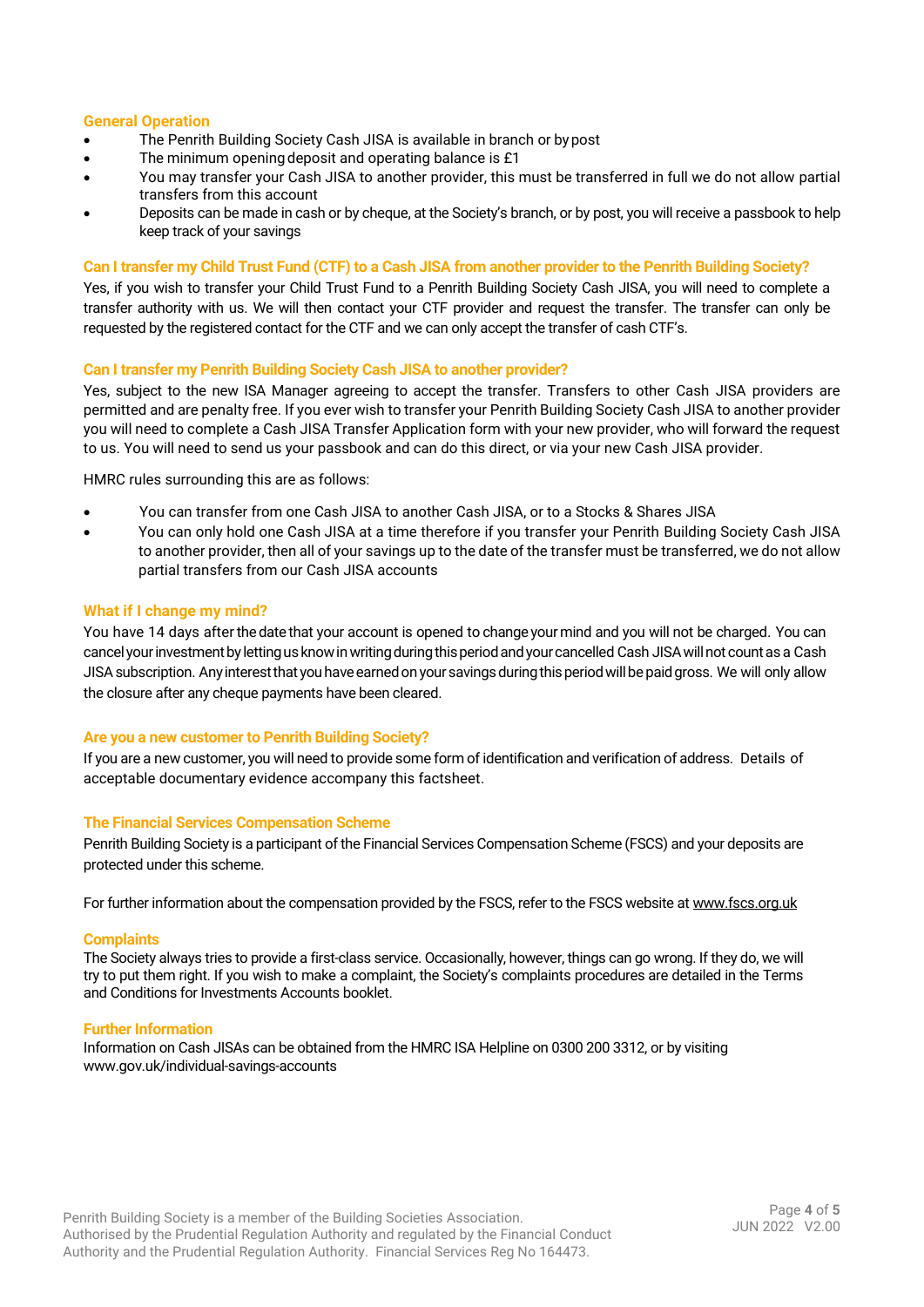## General Operation

- The Penrith Building Society Cash JISA is available in branch or by post
- The minimum opening deposit and operating balance is £1
- You may transfer your Cash JISA to another provider, this must be transferred in full we do not allow partial transfers from this account
- Deposits can be made in cash or by cheque, at the Society's branch, or by post, you will receive a passbook to help keep track of your savings

## Can I transfer my Child Trust Fund (CTF) to a Cash JISA from another provider to the Penrith Building Society?

Yes, if you wish to transfer your Child Trust Fund to a Penrith Building Society Cash JISA, you will need to complete a transfer authority with us. We will then contact your CTF provider and request the transfer. The transfer can only be requested by the registered contact for the CTF and we can only accept the transfer of cash CTF's.

## Can I transfer my Penrith Building Society Cash JISA to another provider?

Yes, subject to the new ISA Manager agreeing to accept the transfer. Transfers to other Cash JISA providers are permitted and are penalty free. If you ever wish to transfer your Penrith Building Society Cash JISA to another provider you will need to complete a Cash JISA Transfer Application form with your new provider, who will forward the request to us. You will need to send us your passbook and can do this direct, or via your new Cash JISA provider.

HMRC rules surrounding this are as follows:

- You can transfer from one Cash JISA to another Cash JISA, or to a Stocks & Shares JISA
- You can only hold one Cash JISA at a time therefore if you transfer your Penrith Building Society Cash JISA to another provider, then all of your savings up to the date of the transfer must be transferred, we do not allow partial transfers from our Cash JISA accounts

## What if I change my mind?

You have 14 days after the date that your account is opened to change your mind and you will not be charged. You can cancel your investment by letting us know in writing during this period and your cancelled Cash JISA will not count as a Cash JISA subscription. Any interest that you have earned on your savings during this period will be paid gross. We will only allow the closure after any cheque payments have been cleared.

## Are you a new customer to Penrith Building Society?

If you are a new customer, you will need to provide some form of identification and verification of address. Details of acceptable documentary evidence accompany this factsheet.

## The Financial Services Compensation Scheme

Penrith Building Society is a participant of the Financial Services Compensation Scheme (FSCS) and your deposits are protected under this scheme.

For further information about the compensation provided by the FSCS, refer to the FSCS website at www.fscs.org.uk

## Complaints

The Society always tries to provide a first-class service. Occasionally, however, things can go wrong. If they do, we will try to put them right. If you wish to make a complaint, the Society's complaints procedures are detailed in the Terms and Conditions for Investments Accounts booklet.

## Further Information

Information on Cash JISAs can be obtained from the HMRC ISA Helpline on 0300 200 3312, or by visiting www.gov.uk/individual-savings-accounts

Penrith Building Society is a member of the Building Societies Association.
Authorised by the Prudential Regulation Authority and regulated by the Financial Conduct Authority and the Prudential Regulation Authority. Financial Services Reg No 164473.

JUN 2022 V2.00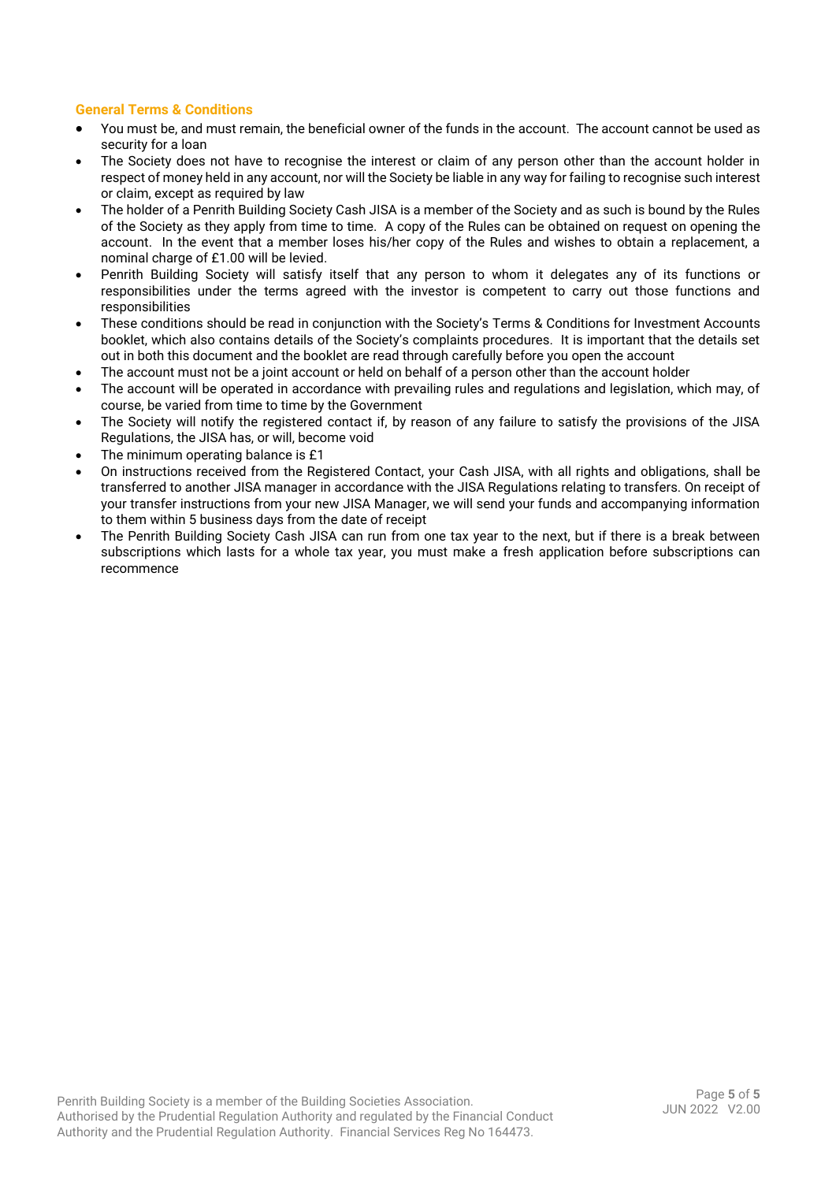### General Terms & Conditions

- You must be, and must remain, the beneficial owner of the funds in the account. The account cannot be used as security for a loan
- The Society does not have to recognise the interest or claim of any person other than the account holder in respect of money held in any account, nor will the Society be liable in any way for failing to recognise such interest or claim, except as required by law
- The holder of a Penrith Building Society Cash JISA is a member of the Society and as such is bound by the Rules of the Society as they apply from time to time. A copy of the Rules can be obtained on request on opening the account. In the event that a member loses his/her copy of the Rules and wishes to obtain a replacement, a nominal charge of £1.00 will be levied.
- Penrith Building Society will satisfy itself that any person to whom it delegates any of its functions or responsibilities under the terms agreed with the investor is competent to carry out those functions and responsibilities
- These conditions should be read in conjunction with the Society's Terms & Conditions for Investment Accounts booklet, which also contains details of the Society's complaints procedures. It is important that the details set out in both this document and the booklet are read through carefully before you open the account
- The account must not be a joint account or held on behalf of a person other than the account holder
- The account will be operated in accordance with prevailing rules and regulations and legislation, which may, of course, be varied from time to time by the Government
- The Society will notify the registered contact if, by reason of any failure to satisfy the provisions of the JISA Regulations, the JISA has, or will, become void
- The minimum operating balance is £1
- On instructions received from the Registered Contact, your Cash JISA, with all rights and obligations, shall be transferred to another JISA manager in accordance with the JISA Regulations relating to transfers. On receipt of your transfer instructions from your new JISA Manager, we will send your funds and accompanying information to them within 5 business days from the date of receipt
- The Penrith Building Society Cash JISA can run from one tax year to the next, but if there is a break between subscriptions which lasts for a whole tax year, you must make a fresh application before subscriptions can recommence

Penrith Building Society is a member of the Building Societies Association.
Authorised by the Prudential Regulation Authority and regulated by the Financial Conduct Authority and the Prudential Regulation Authority. Financial Services Reg No 164473.

JUN 2022 V2.00